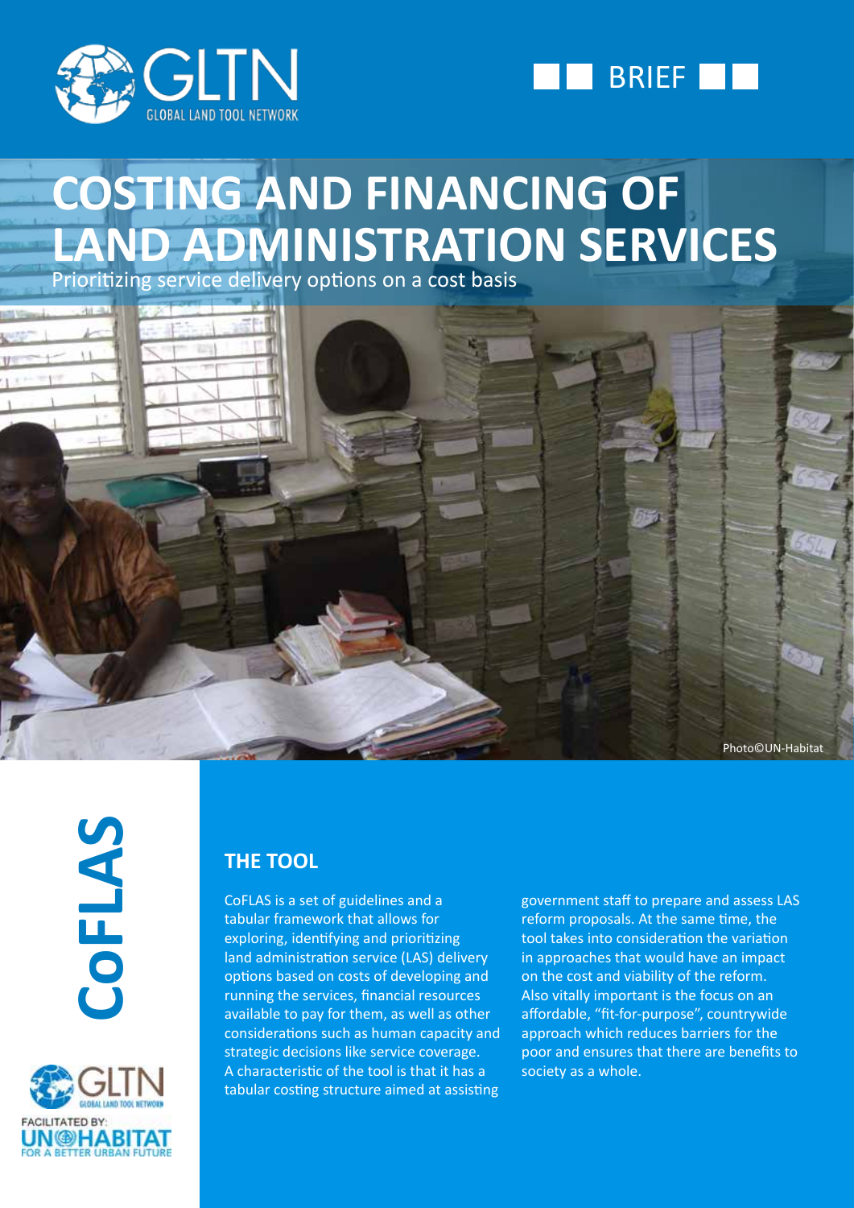GLTN GLOBAL LAND TOOL NETWORK

BRIEF

# COSTING AND FINANCING OF LAND ADMINISTRATION SERVICES

Prioritizing service delivery options on a cost basis

Photo©UN-Habitat

CoFLAS

FACILITATED BY: UN-HABITAT FOR A BETTER URBAN FUTURE

## THE TOOL

CoFLAS is a set of guidelines and a tabular framework that allows for exploring, identifying and prioritizing land administration service (LAS) delivery options based on costs of developing and running the services, financial resources available to pay for them, as well as other considerations such as human capacity and strategic decisions like service coverage. A characteristic of the tool is that it has a tabular costing structure aimed at assisting government staff to prepare and assess LAS reform proposals. At the same time, the tool takes into consideration the variation in approaches that would have an impact on the cost and viability of the reform. Also vitally important is the focus on an affordable, "fit-for-purpose", countrywide approach which reduces barriers for the poor and ensures that there are benefits to society as a whole.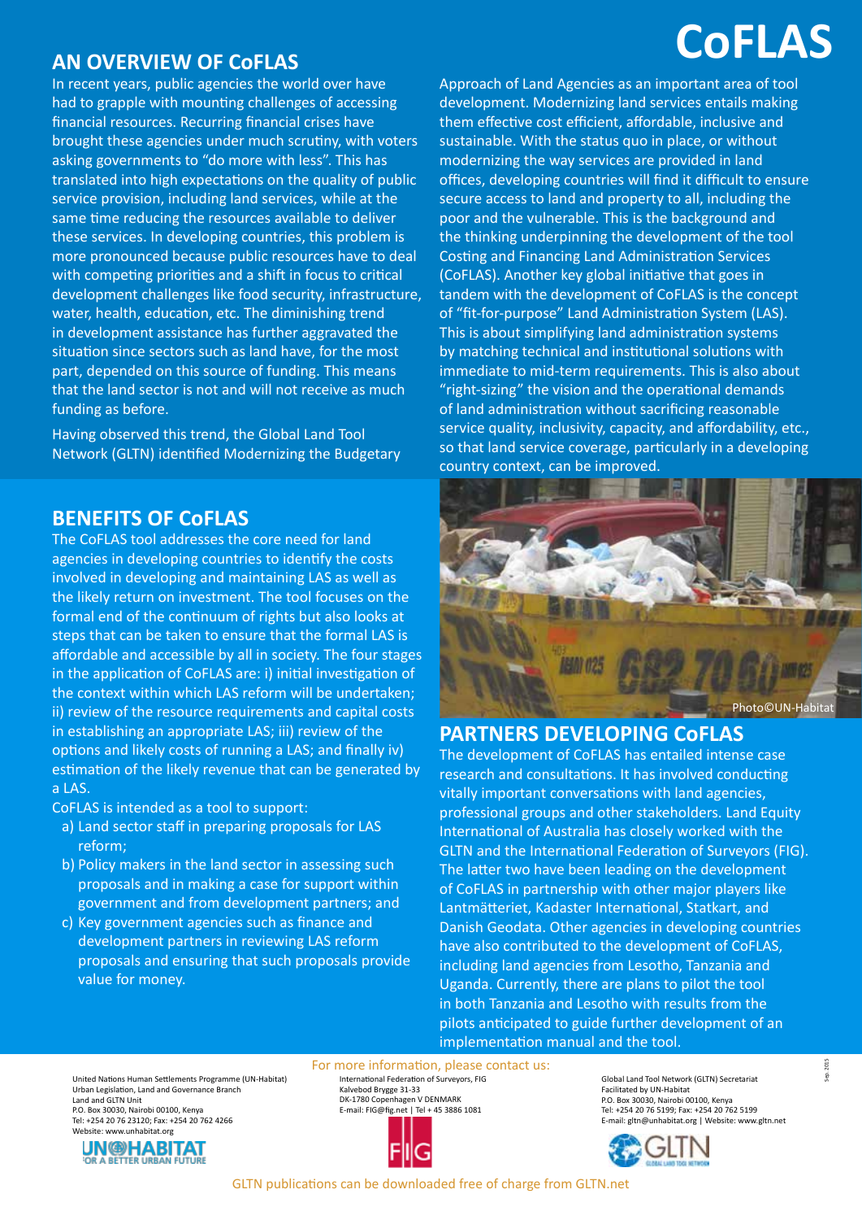# CoFLAS

## AN OVERVIEW OF CoFLAS

In recent years, public agencies the world over have had to grapple with mounting challenges of accessing financial resources. Recurring financial crises have brought these agencies under much scrutiny, with voters asking governments to "do more with less". This has translated into high expectations on the quality of public service provision, including land services, while at the same time reducing the resources available to deliver these services. In developing countries, this problem is more pronounced because public resources have to deal with competing priorities and a shift in focus to critical development challenges like food security, infrastructure, water, health, education, etc. The diminishing trend in development assistance has further aggravated the situation since sectors such as land have, for the most part, depended on this source of funding. This means that the land sector is not and will not receive as much funding as before.

Having observed this trend, the Global Land Tool Network (GLTN) identified Modernizing the Budgetary Approach of Land Agencies as an important area of tool development. Modernizing land services entails making them effective cost efficient, affordable, inclusive and sustainable. With the status quo in place, or without modernizing the way services are provided in land offices, developing countries will find it difficult to ensure secure access to land and property to all, including the poor and the vulnerable. This is the background and the thinking underpinning the development of the tool Costing and Financing Land Administration Services (CoFLAS). Another key global initiative that goes in tandem with the development of CoFLAS is the concept of "fit-for-purpose" Land Administration System (LAS). This is about simplifying land administration systems by matching technical and institutional solutions with immediate to mid-term requirements. This is also about "right-sizing" the vision and the operational demands of land administration without sacrificing reasonable service quality, inclusivity, capacity, and affordability, etc., so that land service coverage, particularly in a developing country context, can be improved.

## BENEFITS OF CoFLAS

The CoFLAS tool addresses the core need for land agencies in developing countries to identify the costs involved in developing and maintaining LAS as well as the likely return on investment. The tool focuses on the formal end of the continuum of rights but also looks at steps that can be taken to ensure that the formal LAS is affordable and accessible by all in society. The four stages in the application of CoFLAS are: i) initial investigation of the context within which LAS reform will be undertaken; ii) review of the resource requirements and capital costs in establishing an appropriate LAS; iii) review of the options and likely costs of running a LAS; and finally iv) estimation of the likely revenue that can be generated by a LAS.

CoFLAS is intended as a tool to support:

a) Land sector staff in preparing proposals for LAS reform;
b) Policy makers in the land sector in assessing such proposals and in making a case for support within government and from development partners; and
c) Key government agencies such as finance and development partners in reviewing LAS reform proposals and ensuring that such proposals provide value for money.

Photo©UN-Habitat

## PARTNERS DEVELOPING CoFLAS

The development of CoFLAS has entailed intense case research and consultations. It has involved conducting vitally important conversations with land agencies, professional groups and other stakeholders. Land Equity International of Australia has closely worked with the GLTN and the International Federation of Surveyors (FIG). The latter two have been leading on the development of CoFLAS in partnership with other major players like Lantmäteriet, Kadaster International, Statkart, and Danish Geodata. Other agencies in developing countries have also contributed to the development of CoFLAS, including land agencies from Lesotho, Tanzania and Uganda. Currently, there are plans to pilot the tool in both Tanzania and Lesotho with results from the pilots anticipated to guide further development of an implementation manual and the tool.

For more information, please contact us:

United Nations Human Settlements Programme (UN-Habitat)
Urban Legislation, Land and Governance Branch
Land and GLTN Unit
P.O. Box 30030, Nairobi 00100, Kenya
Tel: +254 20 76 23120; Fax: +254 20 762 4266
Website: www.unhabitat.org

International Federation of Surveyors, FIG
Kalvebod Brygge 31-33
DK-1780 Copenhagen V DENMARK
E-mail: FIG@fig.net | Tel + 45 3886 1081

Global Land Tool Network (GLTN) Secretariat
Facilitated by UN-Habitat
P.O. Box 30030, Nairobi 00100, Kenya
Tel: +254 20 76 5199; Fax: +254 20 762 5199
E-mail: gltn@unhabitat.org | Website: www.gltn.net

GLTN publications can be downloaded free of charge from GLTN.net

Sep. 2013